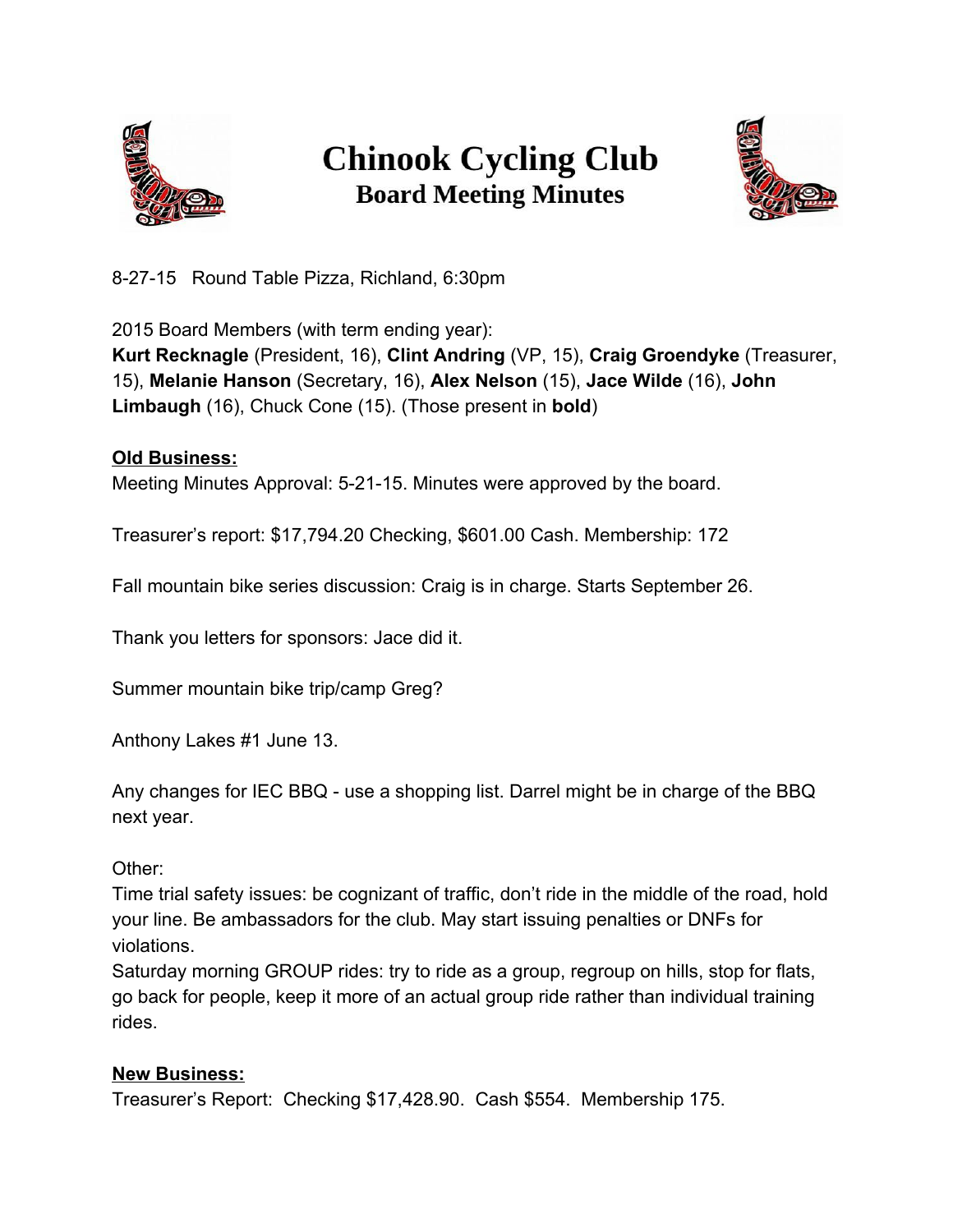# Chinook Cycling Club

## Board Meeting Minutes

8-27-15 Round Table Pizza, Richland, 6:30pm

2015 Board Members (with term ending year):
**Kurt Recknagle** (President, 16), **Clint Andring** (VP, 15), **Craig Groendyke** (Treasurer, 15), **Melanie Hanson** (Secretary, 16), **Alex Nelson** (15), **Jace Wilde** (16), **John Limbaugh** (16), Chuck Cone (15). (Those present in **bold**)

**Old Business:**

Meeting Minutes Approval: 5-21-15. Minutes were approved by the board.

Treasurer's report: $17,794.20 Checking, $601.00 Cash. Membership: 172

Fall mountain bike series discussion: Craig is in charge. Starts September 26.

Thank you letters for sponsors: Jace did it.

Summer mountain bike trip/camp Greg?

Anthony Lakes #1 June 13.

Any changes for IEC BBQ - use a shopping list. Darrel might be in charge of the BBQ next year.

Other:
Time trial safety issues: be cognizant of traffic, don't ride in the middle of the road, hold your line. Be ambassadors for the club. May start issuing penalties or DNFs for violations.
Saturday morning GROUP rides: try to ride as a group, regroup on hills, stop for flats, go back for people, keep it more of an actual group ride rather than individual training rides.

**New Business:**

Treasurer's Report: Checking $17,428.90. Cash $554. Membership 175.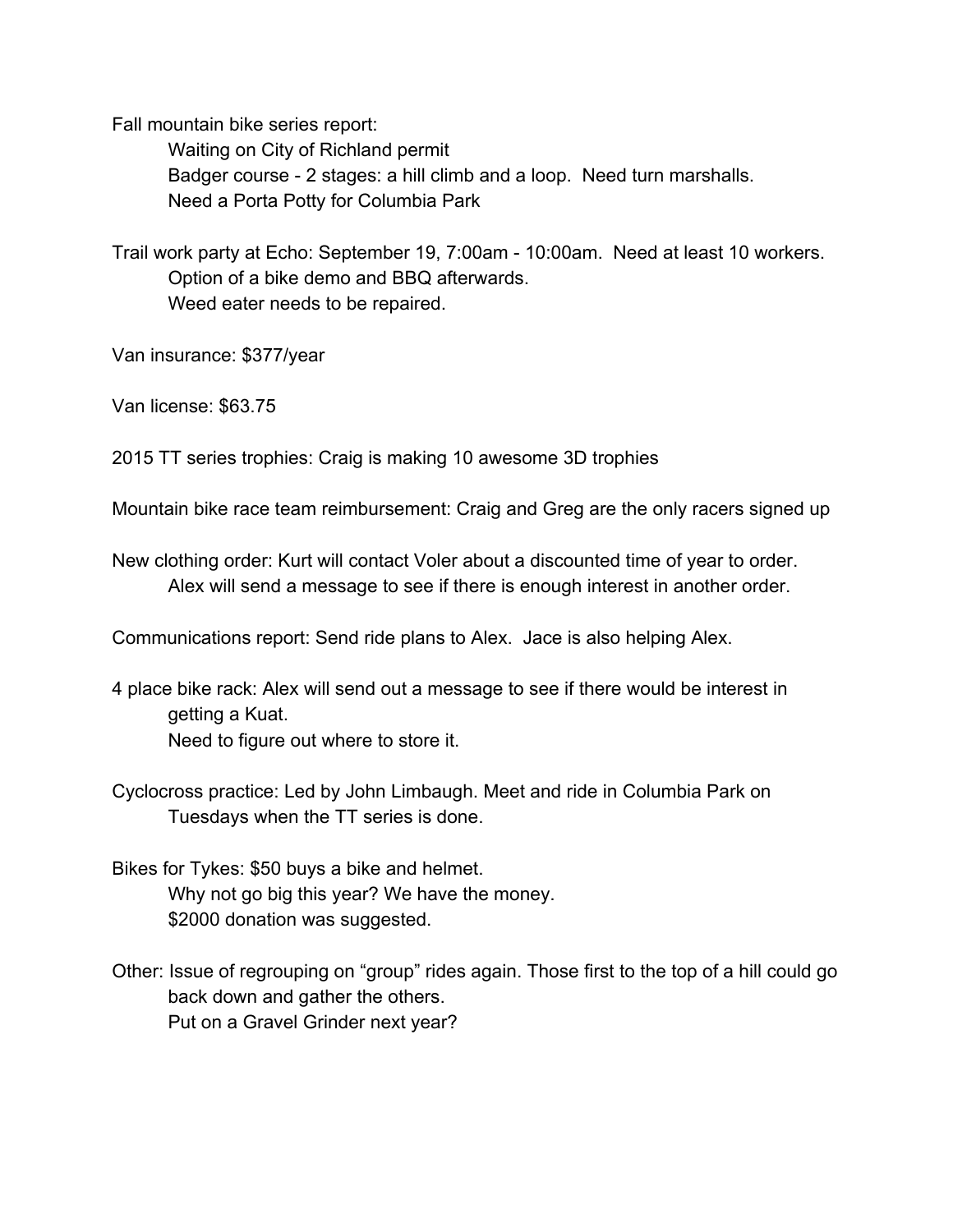Fall mountain bike series report:

- Waiting on City of Richland permit
- Badger course - 2 stages: a hill climb and a loop. Need turn marshalls.
- Need a Porta Potty for Columbia Park

Trail work party at Echo: September 19, 7:00am - 10:00am. Need at least 10 workers.

- Option of a bike demo and BBQ afterwards.
- Weed eater needs to be repaired.

Van insurance: $377/year

Van license: $63.75

2015 TT series trophies: Craig is making 10 awesome 3D trophies

Mountain bike race team reimbursement: Craig and Greg are the only racers signed up

New clothing order: Kurt will contact Voler about a discounted time of year to order.

- Alex will send a message to see if there is enough interest in another order.

Communications report: Send ride plans to Alex. Jace is also helping Alex.

4 place bike rack: Alex will send out a message to see if there would be interest in getting a Kuat.

- Need to figure out where to store it.

Cyclocross practice: Led by John Limbaugh. Meet and ride in Columbia Park on Tuesdays when the TT series is done.

Bikes for Tykes: $50 buys a bike and helmet.

- Why not go big this year? We have the money.
- $2000 donation was suggested.

Other: Issue of regrouping on "group" rides again. Those first to the top of a hill could go back down and gather the others.

- Put on a Gravel Grinder next year?